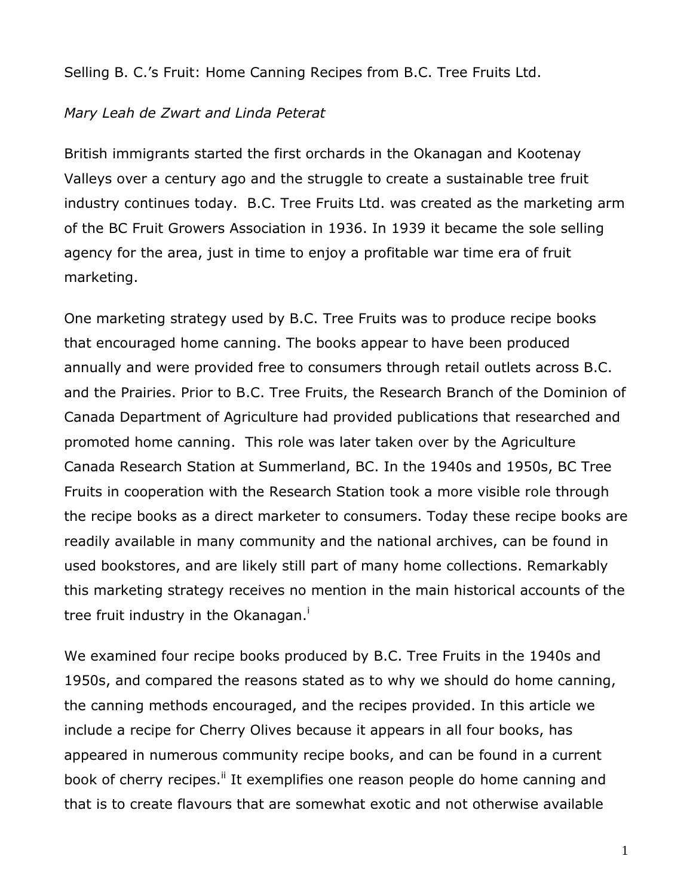Selling B. C.'s Fruit: Home Canning Recipes from B.C. Tree Fruits Ltd.

*Mary Leah de Zwart and Linda Peterat*

British immigrants started the first orchards in the Okanagan and Kootenay Valleys over a century ago and the struggle to create a sustainable tree fruit industry continues today. B.C. Tree Fruits Ltd. was created as the marketing arm of the BC Fruit Growers Association in 1936. In 1939 it became the sole selling agency for the area, just in time to enjoy a profitable war time era of fruit marketing.

One marketing strategy used by B.C. Tree Fruits was to produce recipe books that encouraged home canning. The books appear to have been produced annually and were provided free to consumers through retail outlets across B.C. and the Prairies. Prior to B.C. Tree Fruits, the Research Branch of the Dominion of Canada Department of Agriculture had provided publications that researched and promoted home canning. This role was later taken over by the Agriculture Canada Research Station at Summerland, BC. In the 1940s and 1950s, BC Tree Fruits in cooperation with the Research Station took a more visible role through the recipe books as a direct marketer to consumers. Today these recipe books are readily available in many community and the national archives, can be found in used bookstores, and are likely still part of many home collections. Remarkably this marketing strategy receives no mention in the main historical accounts of the tree fruit industry in the Okanagan.[i]

We examined four recipe books produced by B.C. Tree Fruits in the 1940s and 1950s, and compared the reasons stated as to why we should do home canning, the canning methods encouraged, and the recipes provided. In this article we include a recipe for Cherry Olives because it appears in all four books, has appeared in numerous community recipe books, and can be found in a current book of cherry recipes.[ii] It exemplifies one reason people do home canning and that is to create flavours that are somewhat exotic and not otherwise available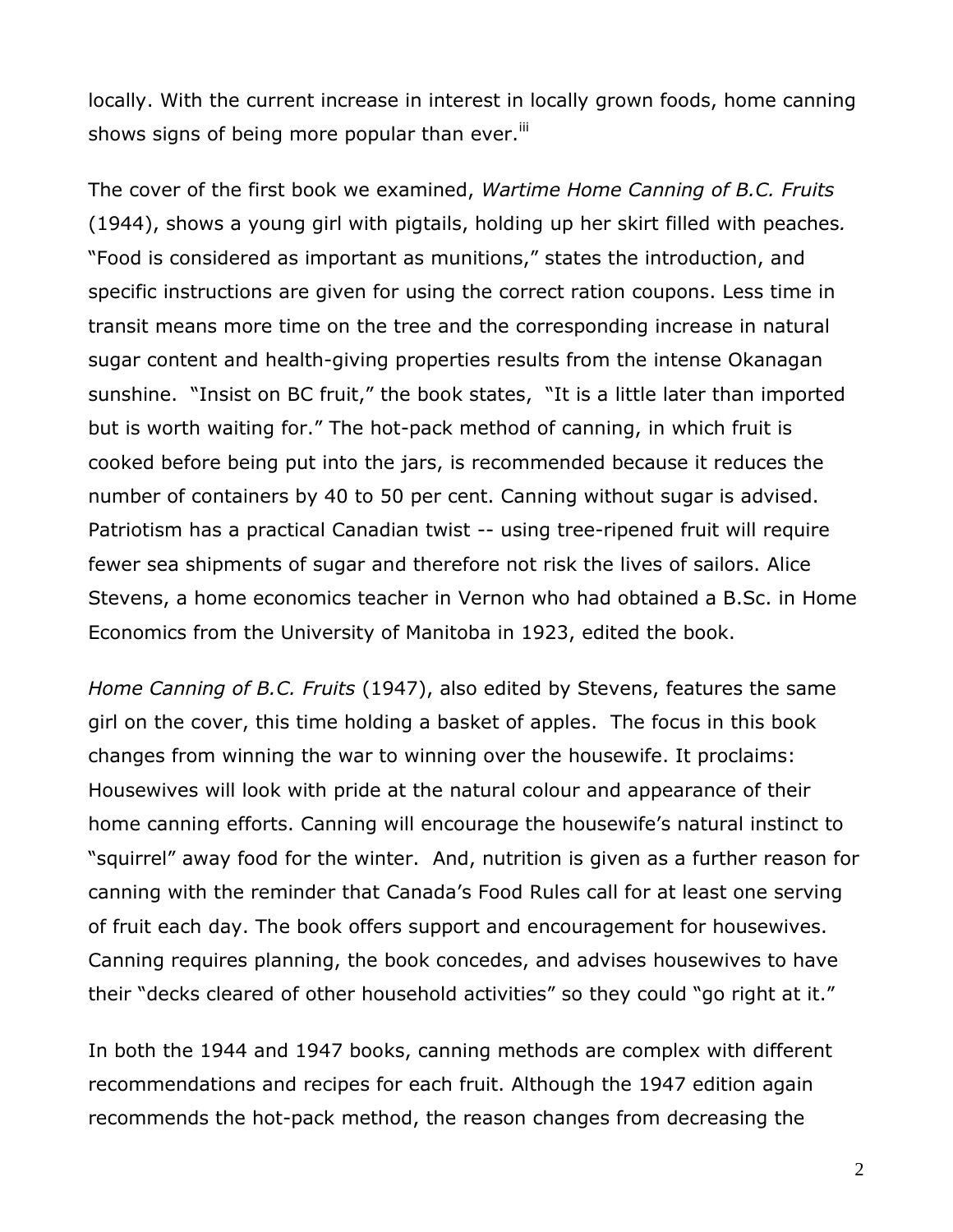locally. With the current increase in interest in locally grown foods, home canning shows signs of being more popular than ever.[iii]

The cover of the first book we examined, *Wartime Home Canning of B.C. Fruits* (1944), shows a young girl with pigtails, holding up her skirt filled with peaches. "Food is considered as important as munitions," states the introduction, and specific instructions are given for using the correct ration coupons. Less time in transit means more time on the tree and the corresponding increase in natural sugar content and health-giving properties results from the intense Okanagan sunshine. "Insist on BC fruit," the book states, "It is a little later than imported but is worth waiting for." The hot-pack method of canning, in which fruit is cooked before being put into the jars, is recommended because it reduces the number of containers by 40 to 50 per cent. Canning without sugar is advised. Patriotism has a practical Canadian twist -- using tree-ripened fruit will require fewer sea shipments of sugar and therefore not risk the lives of sailors. Alice Stevens, a home economics teacher in Vernon who had obtained a B.Sc. in Home Economics from the University of Manitoba in 1923, edited the book.

*Home Canning of B.C. Fruits* (1947), also edited by Stevens, features the same girl on the cover, this time holding a basket of apples. The focus in this book changes from winning the war to winning over the housewife. It proclaims: Housewives will look with pride at the natural colour and appearance of their home canning efforts. Canning will encourage the housewife's natural instinct to "squirrel" away food for the winter. And, nutrition is given as a further reason for canning with the reminder that Canada's Food Rules call for at least one serving of fruit each day. The book offers support and encouragement for housewives. Canning requires planning, the book concedes, and advises housewives to have their "decks cleared of other household activities" so they could "go right at it."

In both the 1944 and 1947 books, canning methods are complex with different recommendations and recipes for each fruit. Although the 1947 edition again recommends the hot-pack method, the reason changes from decreasing the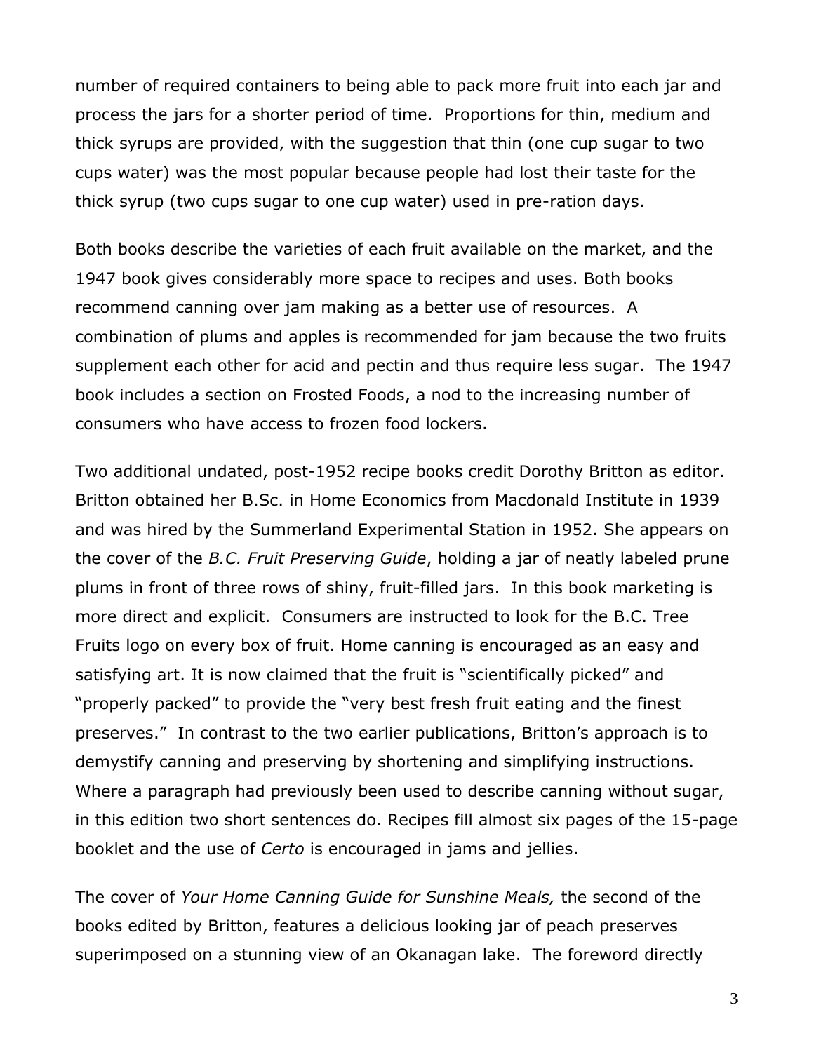number of required containers to being able to pack more fruit into each jar and process the jars for a shorter period of time. Proportions for thin, medium and thick syrups are provided, with the suggestion that thin (one cup sugar to two cups water) was the most popular because people had lost their taste for the thick syrup (two cups sugar to one cup water) used in pre-ration days.

Both books describe the varieties of each fruit available on the market, and the 1947 book gives considerably more space to recipes and uses. Both books recommend canning over jam making as a better use of resources. A combination of plums and apples is recommended for jam because the two fruits supplement each other for acid and pectin and thus require less sugar. The 1947 book includes a section on Frosted Foods, a nod to the increasing number of consumers who have access to frozen food lockers.

Two additional undated, post-1952 recipe books credit Dorothy Britton as editor. Britton obtained her B.Sc. in Home Economics from Macdonald Institute in 1939 and was hired by the Summerland Experimental Station in 1952. She appears on the cover of the *B.C. Fruit Preserving Guide*, holding a jar of neatly labeled prune plums in front of three rows of shiny, fruit-filled jars. In this book marketing is more direct and explicit. Consumers are instructed to look for the B.C. Tree Fruits logo on every box of fruit. Home canning is encouraged as an easy and satisfying art. It is now claimed that the fruit is "scientifically picked" and "properly packed" to provide the "very best fresh fruit eating and the finest preserves." In contrast to the two earlier publications, Britton's approach is to demystify canning and preserving by shortening and simplifying instructions. Where a paragraph had previously been used to describe canning without sugar, in this edition two short sentences do. Recipes fill almost six pages of the 15-page booklet and the use of *Certo* is encouraged in jams and jellies.

The cover of *Your Home Canning Guide for Sunshine Meals,* the second of the books edited by Britton, features a delicious looking jar of peach preserves superimposed on a stunning view of an Okanagan lake. The foreword directly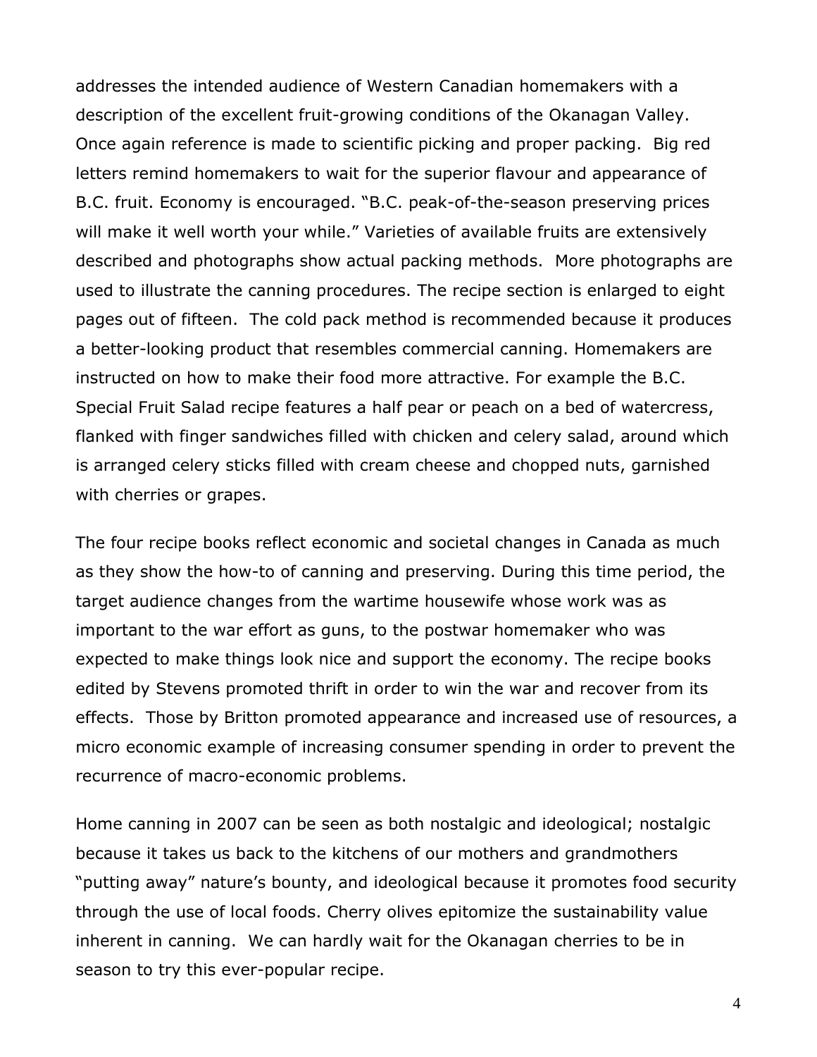addresses the intended audience of Western Canadian homemakers with a description of the excellent fruit-growing conditions of the Okanagan Valley. Once again reference is made to scientific picking and proper packing. Big red letters remind homemakers to wait for the superior flavour and appearance of B.C. fruit. Economy is encouraged. "B.C. peak-of-the-season preserving prices will make it well worth your while." Varieties of available fruits are extensively described and photographs show actual packing methods. More photographs are used to illustrate the canning procedures. The recipe section is enlarged to eight pages out of fifteen. The cold pack method is recommended because it produces a better-looking product that resembles commercial canning. Homemakers are instructed on how to make their food more attractive. For example the B.C. Special Fruit Salad recipe features a half pear or peach on a bed of watercress, flanked with finger sandwiches filled with chicken and celery salad, around which is arranged celery sticks filled with cream cheese and chopped nuts, garnished with cherries or grapes.

The four recipe books reflect economic and societal changes in Canada as much as they show the how-to of canning and preserving. During this time period, the target audience changes from the wartime housewife whose work was as important to the war effort as guns, to the postwar homemaker who was expected to make things look nice and support the economy. The recipe books edited by Stevens promoted thrift in order to win the war and recover from its effects. Those by Britton promoted appearance and increased use of resources, a micro economic example of increasing consumer spending in order to prevent the recurrence of macro-economic problems.

Home canning in 2007 can be seen as both nostalgic and ideological; nostalgic because it takes us back to the kitchens of our mothers and grandmothers "putting away" nature's bounty, and ideological because it promotes food security through the use of local foods. Cherry olives epitomize the sustainability value inherent in canning. We can hardly wait for the Okanagan cherries to be in season to try this ever-popular recipe.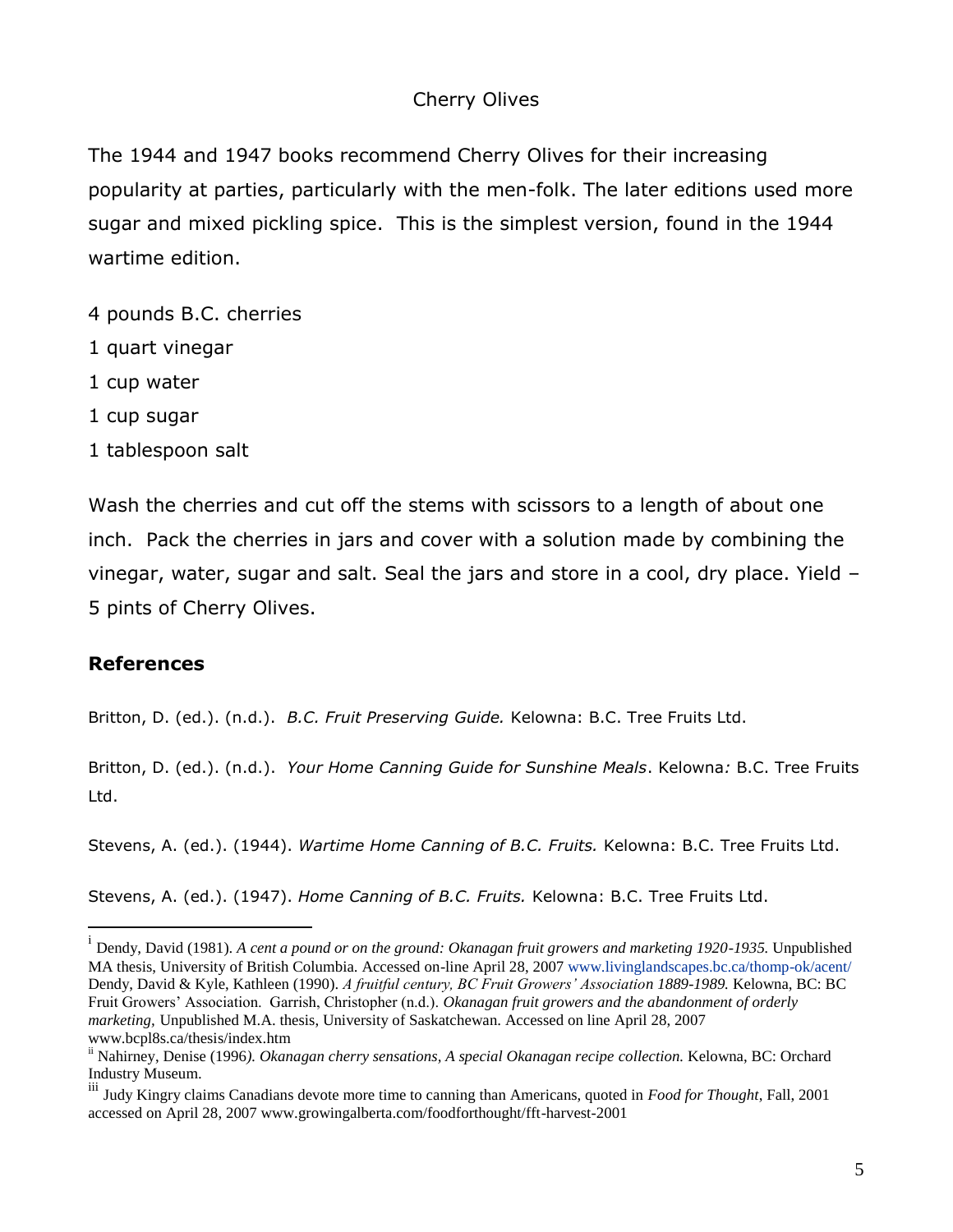## Cherry Olives

The 1944 and 1947 books recommend Cherry Olives for their increasing popularity at parties, particularly with the men-folk. The later editions used more sugar and mixed pickling spice. This is the simplest version, found in the 1944 wartime edition.

4 pounds B.C. cherries
1 quart vinegar
1 cup water
1 cup sugar
1 tablespoon salt

Wash the cherries and cut off the stems with scissors to a length of about one inch. Pack the cherries in jars and cover with a solution made by combining the vinegar, water, sugar and salt. Seal the jars and store in a cool, dry place. Yield – 5 pints of Cherry Olives.

### References

Britton, D. (ed.). (n.d.). *B.C. Fruit Preserving Guide.* Kelowna: B.C. Tree Fruits Ltd.

Britton, D. (ed.). (n.d.). *Your Home Canning Guide for Sunshine Meals*. Kelowna: B.C. Tree Fruits Ltd.

Stevens, A. (ed.). (1944). *Wartime Home Canning of B.C. Fruits.* Kelowna: B.C. Tree Fruits Ltd.

Stevens, A. (ed.). (1947). *Home Canning of B.C. Fruits.* Kelowna: B.C. Tree Fruits Ltd.

---

[i] Dendy, David (1981). *A cent a pound or on the ground: Okanagan fruit growers and marketing 1920-1935.* Unpublished MA thesis, University of British Columbia. Accessed on-line April 28, 2007 www.livinglandscapes.bc.ca/thomp-ok/acent/ Dendy, David & Kyle, Kathleen (1990). *A fruitful century, BC Fruit Growers' Association 1889-1989.* Kelowna, BC: BC Fruit Growers' Association. Garrish, Christopher (n.d.). *Okanagan fruit growers and the abandonment of orderly marketing,* Unpublished M.A. thesis, University of Saskatchewan. Accessed on line April 28, 2007 www.bcpl8s.ca/thesis/index.htm

[ii] Nahirney, Denise (1996). *Okanagan cherry sensations, A special Okanagan recipe collection.* Kelowna, BC: Orchard Industry Museum.

[iii] Judy Kingry claims Canadians devote more time to canning than Americans, quoted in *Food for Thought*, Fall, 2001 accessed on April 28, 2007 www.growingalberta.com/foodforthought/fft-harvest-2001